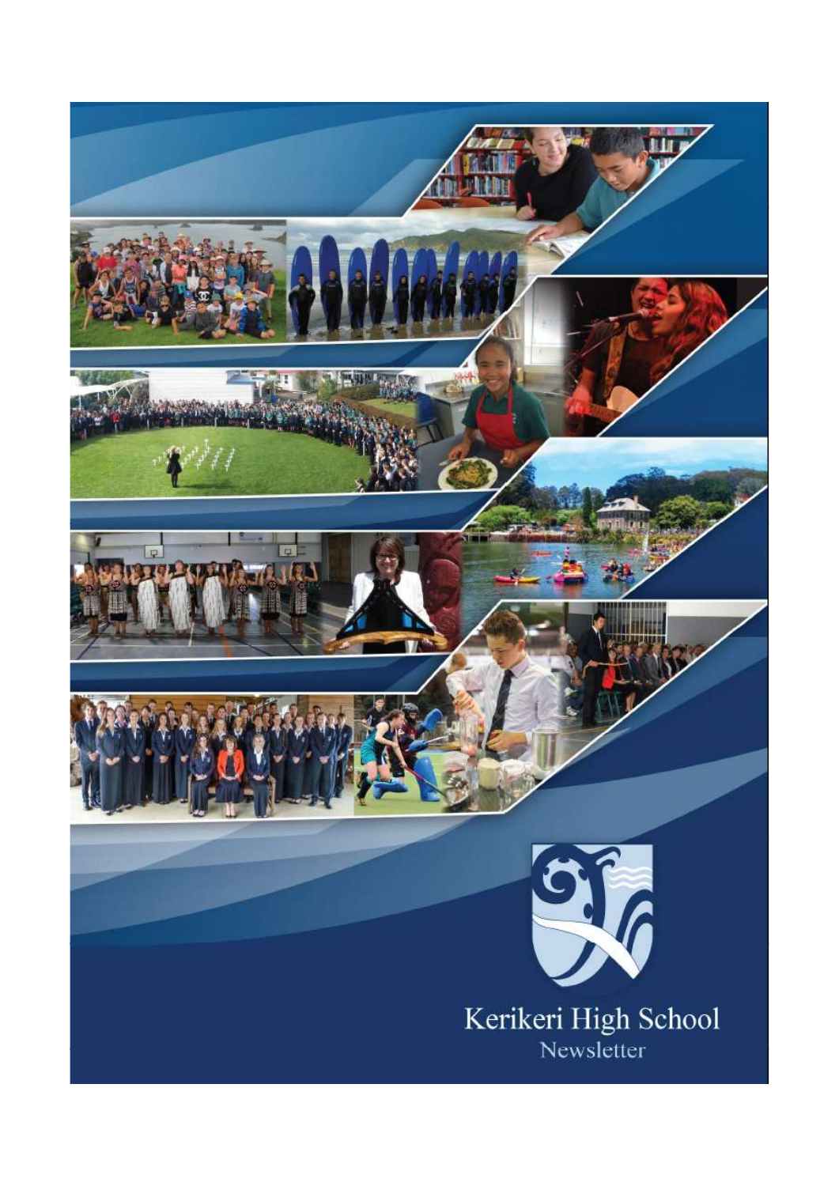# Kerikeri High School

Newsletter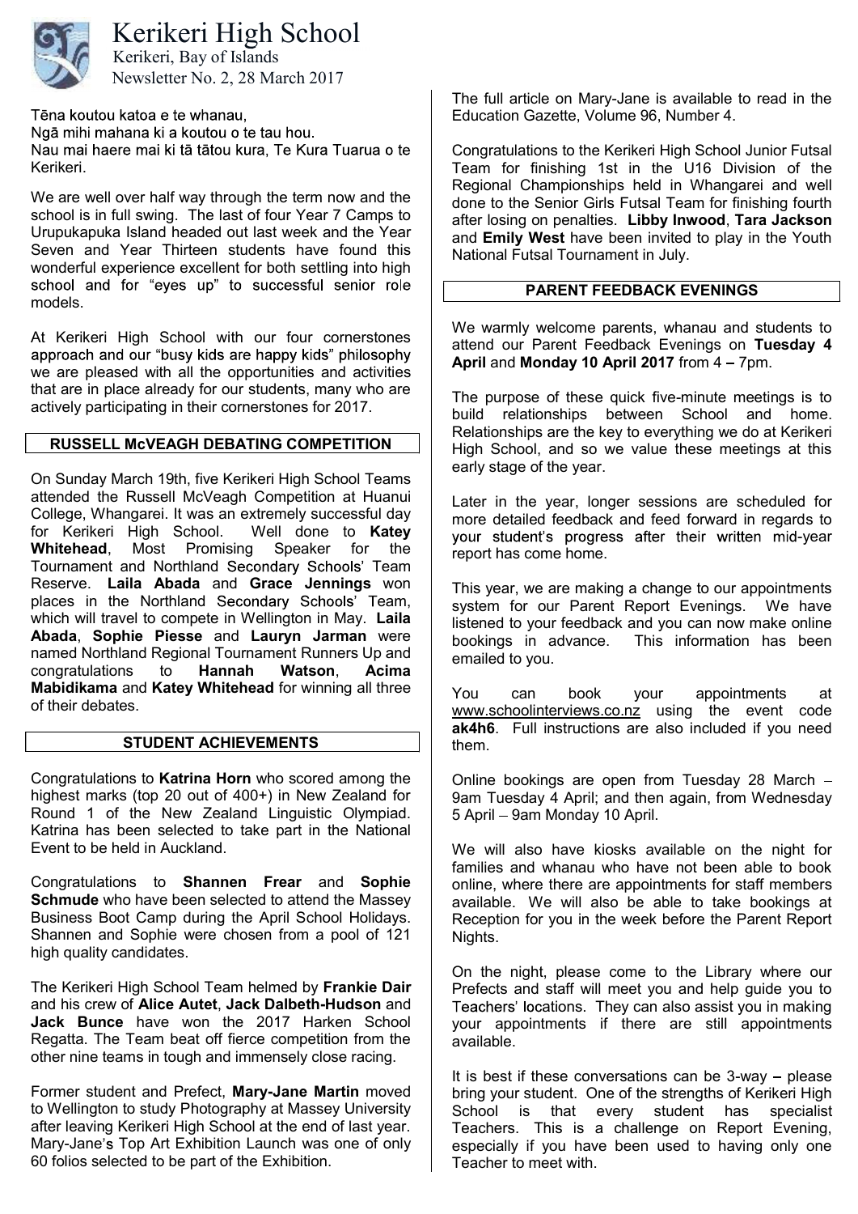# Kerikeri High School

Kerikeri, Bay of Islands

Newsletter No. 2, 28 March 2017

Tēna koutou katoa e te whanau,
Ngā mihi mahana ki a koutou o te tau hou.
Nau mai haere mai ki tā tātou kura, Te Kura Tuarua o te Kerikeri.

We are well over half way through the term now and the school is in full swing. The last of four Year 7 Camps to Urupukapuka Island headed out last week and the Year Seven and Year Thirteen students have found this wonderful experience excellent for both settling into high school and for "eyes up" to successful senior role models.

At Kerikeri High School with our four cornerstones approach and our "busy kids are happy kids" philosophy we are pleased with all the opportunities and activities that are in place already for our students, many who are actively participating in their cornerstones for 2017.

## RUSSELL McVEAGH DEBATING COMPETITION

On Sunday March 19th, five Kerikeri High School Teams attended the Russell McVeagh Competition at Huanui College, Whangarei. It was an extremely successful day for Kerikeri High School. Well done to **Katey Whitehead**, Most Promising Speaker for the Tournament and Northland Secondary Schools' Team Reserve. **Laila Abada** and **Grace Jennings** won places in the Northland Secondary Schools' Team, which will travel to compete in Wellington in May. **Laila Abada**, **Sophie Piesse** and **Lauryn Jarman** were named Northland Regional Tournament Runners Up and congratulations to **Hannah Watson**, **Acima Mabidikama** and **Katey Whitehead** for winning all three of their debates.

## STUDENT ACHIEVEMENTS

Congratulations to **Katrina Horn** who scored among the highest marks (top 20 out of 400+) in New Zealand for Round 1 of the New Zealand Linguistic Olympiad. Katrina has been selected to take part in the National Event to be held in Auckland.

Congratulations to **Shannen Frear** and **Sophie Schmude** who have been selected to attend the Massey Business Boot Camp during the April School Holidays. Shannen and Sophie were chosen from a pool of 121 high quality candidates.

The Kerikeri High School Team helmed by **Frankie Dair** and his crew of **Alice Autet**, **Jack Dalbeth-Hudson** and **Jack Bunce** have won the 2017 Harken School Regatta. The Team beat off fierce competition from the other nine teams in tough and immensely close racing.

Former student and Prefect, **Mary-Jane Martin** moved to Wellington to study Photography at Massey University after leaving Kerikeri High School at the end of last year. Mary-Jane's Top Art Exhibition Launch was one of only 60 folios selected to be part of the Exhibition.

The full article on Mary-Jane is available to read in the Education Gazette, Volume 96, Number 4.

Congratulations to the Kerikeri High School Junior Futsal Team for finishing 1st in the U16 Division of the Regional Championships held in Whangarei and well done to the Senior Girls Futsal Team for finishing fourth after losing on penalties. **Libby Inwood**, **Tara Jackson** and **Emily West** have been invited to play in the Youth National Futsal Tournament in July.

## PARENT FEEDBACK EVENINGS

We warmly welcome parents, whanau and students to attend our Parent Feedback Evenings on **Tuesday 4 April** and **Monday 10 April 2017** from 4 – 7pm.

The purpose of these quick five-minute meetings is to build relationships between School and home. Relationships are the key to everything we do at Kerikeri High School, and so we value these meetings at this early stage of the year.

Later in the year, longer sessions are scheduled for more detailed feedback and feed forward in regards to your student's progress after their written mid-year report has come home.

This year, we are making a change to our appointments system for our Parent Report Evenings. We have listened to your feedback and you can now make online bookings in advance. This information has been emailed to you.

You can book your appointments at www.schoolinterviews.co.nz using the event code **ak4h6**. Full instructions are also included if you need them.

Online bookings are open from Tuesday 28 March – 9am Tuesday 4 April; and then again, from Wednesday 5 April – 9am Monday 10 April.

We will also have kiosks available on the night for families and whanau who have not been able to book online, where there are appointments for staff members available. We will also be able to take bookings at Reception for you in the week before the Parent Report Nights.

On the night, please come to the Library where our Prefects and staff will meet you and help guide you to Teachers' locations. They can also assist you in making your appointments if there are still appointments available.

It is best if these conversations can be 3-way – please bring your student. One of the strengths of Kerikeri High School is that every student has specialist Teachers. This is a challenge on Report Evening, especially if you have been used to having only one Teacher to meet with.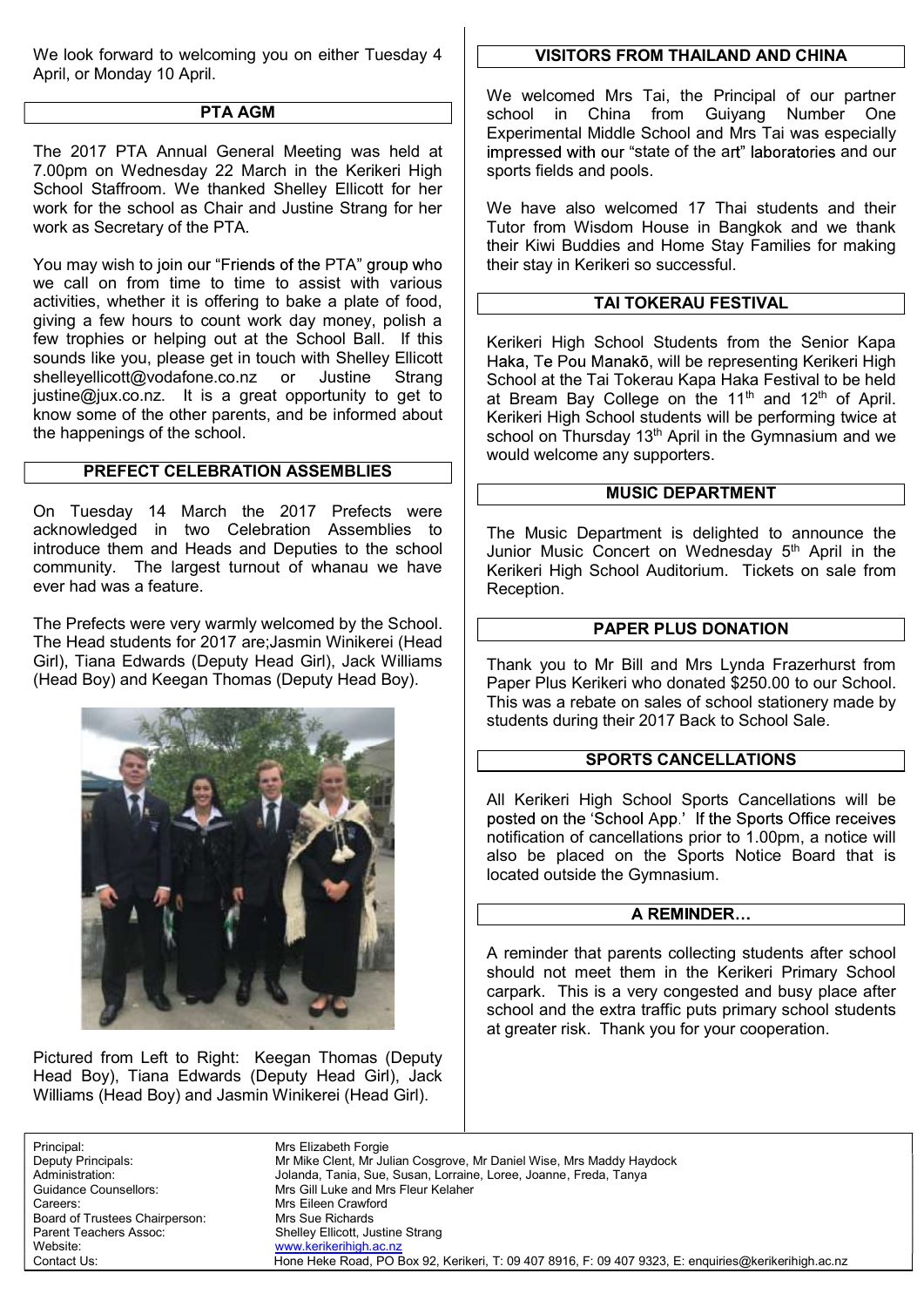We look forward to welcoming you on either Tuesday 4 April, or Monday 10 April.

## PTA AGM

The 2017 PTA Annual General Meeting was held at 7.00pm on Wednesday 22 March in the Kerikeri High School Staffroom. We thanked Shelley Ellicott for her work for the school as Chair and Justine Strang for her work as Secretary of the PTA.

You may wish to join our "Friends of the PTA" group who we call on from time to time to assist with various activities, whether it is offering to bake a plate of food, giving a few hours to count work day money, polish a few trophies or helping out at the School Ball. If this sounds like you, please get in touch with Shelley Ellicott shelleyellicott@vodafone.co.nz or Justine Strang justine@jux.co.nz. It is a great opportunity to get to know some of the other parents, and be informed about the happenings of the school.

## PREFECT CELEBRATION ASSEMBLIES

On Tuesday 14 March the 2017 Prefects were acknowledged in two Celebration Assemblies to introduce them and Heads and Deputies to the school community. The largest turnout of whanau we have ever had was a feature.

The Prefects were very warmly welcomed by the School. The Head students for 2017 are;Jasmin Winikerei (Head Girl), Tiana Edwards (Deputy Head Girl), Jack Williams (Head Boy) and Keegan Thomas (Deputy Head Boy).

Pictured from Left to Right: Keegan Thomas (Deputy Head Boy), Tiana Edwards (Deputy Head Girl), Jack Williams (Head Boy) and Jasmin Winikerei (Head Girl).

## VISITORS FROM THAILAND AND CHINA

We welcomed Mrs Tai, the Principal of our partner school in China from Guiyang Number One Experimental Middle School and Mrs Tai was especially impressed with our "state of the art" laboratories and our sports fields and pools.

We have also welcomed 17 Thai students and their Tutor from Wisdom House in Bangkok and we thank their Kiwi Buddies and Home Stay Families for making their stay in Kerikeri so successful.

## TAI TOKERAU FESTIVAL

Kerikeri High School Students from the Senior Kapa Haka, Te Pou Manakō, will be representing Kerikeri High School at the Tai Tokerau Kapa Haka Festival to be held at Bream Bay College on the 11th and 12th of April. Kerikeri High School students will be performing twice at school on Thursday 13th April in the Gymnasium and we would welcome any supporters.

## MUSIC DEPARTMENT

The Music Department is delighted to announce the Junior Music Concert on Wednesday 5th April in the Kerikeri High School Auditorium. Tickets on sale from Reception.

## PAPER PLUS DONATION

Thank you to Mr Bill and Mrs Lynda Frazerhurst from Paper Plus Kerikeri who donated $250.00 to our School. This was a rebate on sales of school stationery made by students during their 2017 Back to School Sale.

## SPORTS CANCELLATIONS

All Kerikeri High School Sports Cancellations will be posted on the 'School App.' If the Sports Office receives notification of cancellations prior to 1.00pm, a notice will also be placed on the Sports Notice Board that is located outside the Gymnasium.

## A REMINDER…

A reminder that parents collecting students after school should not meet them in the Kerikeri Primary School carpark. This is a very congested and busy place after school and the extra traffic puts primary school students at greater risk. Thank you for your cooperation.

| | |
|---|---|
| Principal: | Mrs Elizabeth Forgie |
| Deputy Principals: | Mr Mike Clent, Mr Julian Cosgrove, Mr Daniel Wise, Mrs Maddy Haydock |
| Administration: | Jolanda, Tania, Sue, Susan, Lorraine, Loree, Joanne, Freda, Tanya |
| Guidance Counsellors: | Mrs Gill Luke and Mrs Fleur Kelaher |
| Careers: | Mrs Eileen Crawford |
| Board of Trustees Chairperson: | Mrs Sue Richards |
| Parent Teachers Assoc: | Shelley Ellicott, Justine Strang |
| Website: | www.kerikerihigh.ac.nz |
| Contact Us: | Hone Heke Road, PO Box 92, Kerikeri, T: 09 407 8916, F: 09 407 9323, E: enquiries@kerikerihigh.ac.nz |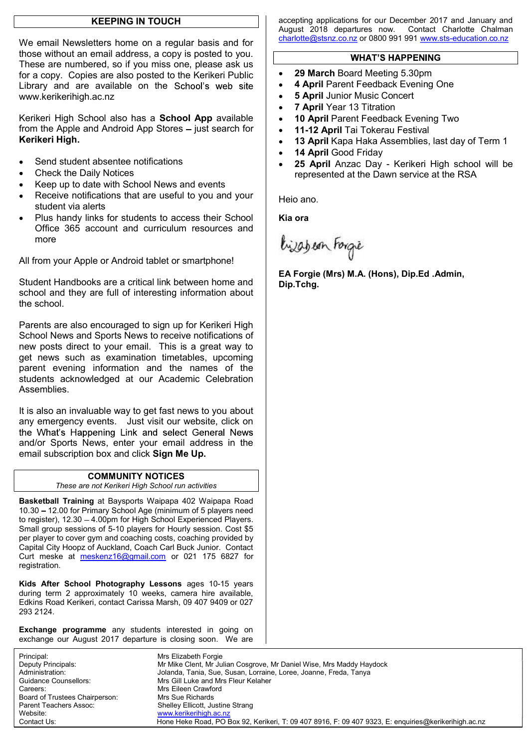## KEEPING IN TOUCH

We email Newsletters home on a regular basis and for those without an email address, a copy is posted to you. These are numbered, so if you miss one, please ask us for a copy. Copies are also posted to the Kerikeri Public Library and are available on the School's web site www.kerikerihigh.ac.nz

Kerikeri High School also has a **School App** available from the Apple and Android App Stores – just search for **Kerikeri High.**

- Send student absentee notifications
- Check the Daily Notices
- Keep up to date with School News and events
- Receive notifications that are useful to you and your student via alerts
- Plus handy links for students to access their School Office 365 account and curriculum resources and more

All from your Apple or Android tablet or smartphone!

Student Handbooks are a critical link between home and school and they are full of interesting information about the school.

Parents are also encouraged to sign up for Kerikeri High School News and Sports News to receive notifications of new posts direct to your email. This is a great way to get news such as examination timetables, upcoming parent evening information and the names of the students acknowledged at our Academic Celebration Assemblies.

It is also an invaluable way to get fast news to you about any emergency events. Just visit our website, click on the What's Happening Link and select General News and/or Sports News, enter your email address in the email subscription box and click **Sign Me Up.**

## COMMUNITY NOTICES

*These are not Kerikeri High School run activities*

**Basketball Training** at Baysports Waipapa 402 Waipapa Road 10.30 – 12.00 for Primary School Age (minimum of 5 players need to register), 12.30 – 4.00pm for High School Experienced Players. Small group sessions of 5-10 players for Hourly session. Cost $5 per player to cover gym and coaching costs, coaching provided by Capital City Hoopz of Auckland, Coach Carl Buck Junior. Contact Curt meske at meskenz16@gmail.com or 021 175 6827 for registration.

**Kids After School Photography Lessons** ages 10-15 years during term 2 approximately 10 weeks, camera hire available, Edkins Road Kerikeri, contact Carissa Marsh, 09 407 9409 or 027 293 2124.

**Exchange programme** any students interested in going on exchange our August 2017 departure is closing soon. We are accepting applications for our December 2017 and January and August 2018 departures now. Contact Charlotte Chalman charlotte@stsnz.co.nz or 0800 991 991 www.sts-education.co.nz

## WHAT'S HAPPENING

- **29 March** Board Meeting 5.30pm
- **4 April** Parent Feedback Evening One
- **5 April** Junior Music Concert
- **7 April** Year 13 Titration
- **10 April** Parent Feedback Evening Two
- **11-12 April** Tai Tokerau Festival
- **13 April** Kapa Haka Assemblies, last day of Term 1
- **14 April** Good Friday
- **25 April** Anzac Day - Kerikeri High school will be represented at the Dawn service at the RSA

Heio ano.

**Kia ora**

Elizabeth Forgie

**EA Forgie (Mrs) M.A. (Hons), Dip.Ed .Admin, Dip.Tchg.**

| | |
|---|---|
| Principal: | Mrs Elizabeth Forgie |
| Deputy Principals: | Mr Mike Clent, Mr Julian Cosgrove, Mr Daniel Wise, Mrs Maddy Haydock |
| Administration: | Jolanda, Tania, Sue, Susan, Lorraine, Loree, Joanne, Freda, Tanya |
| Guidance Counsellors: | Mrs Gill Luke and Mrs Fleur Kelaher |
| Careers: | Mrs Eileen Crawford |
| Board of Trustees Chairperson: | Mrs Sue Richards |
| Parent Teachers Assoc: | Shelley Ellicott, Justine Strang |
| Website: | www.kerikerihigh.ac.nz |
| Contact Us: | Hone Heke Road, PO Box 92, Kerikeri, T: 09 407 8916, F: 09 407 9323, E: enquiries@kerikerihigh.ac.nz |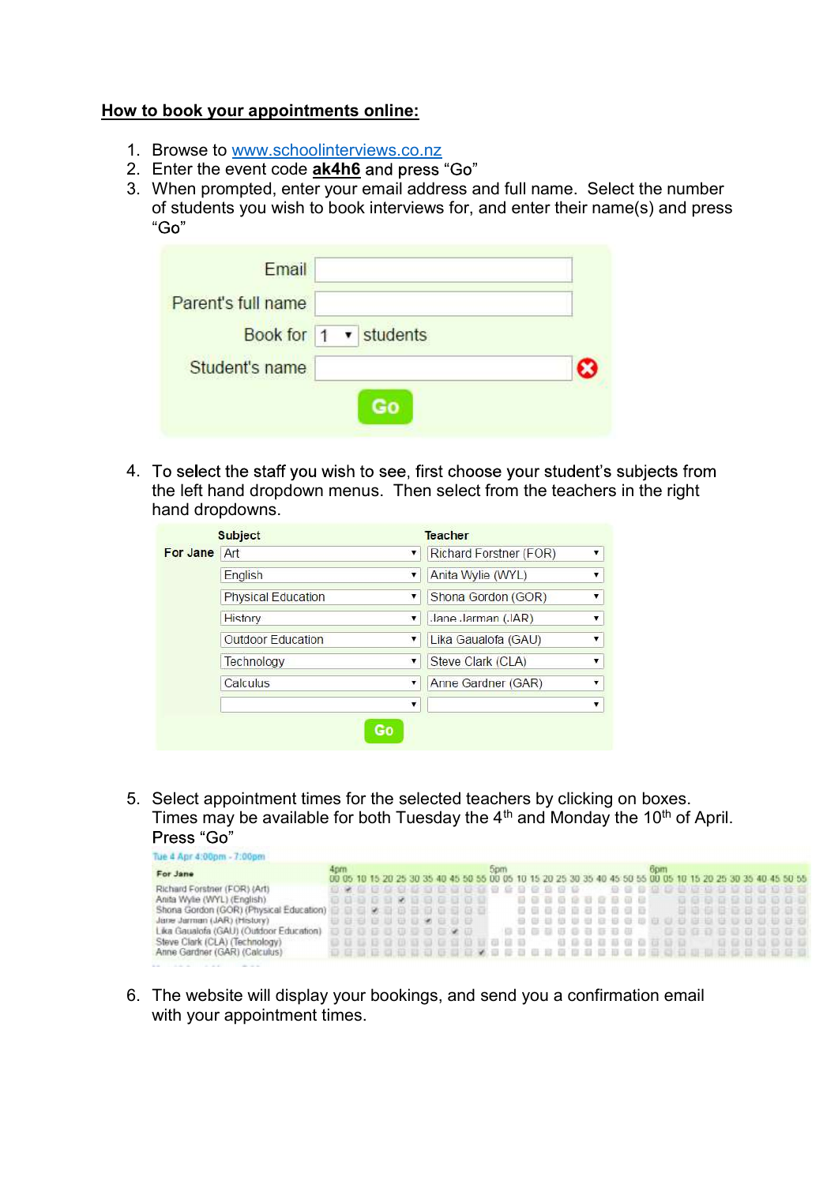**How to book your appointments online:**

1. Browse to www.schoolinterviews.co.nz
2. Enter the event code **ak4h6** and press "Go"
3. When prompted, enter your email address and full name. Select the number of students you wish to book interviews for, and enter their name(s) and press "Go"

| | |
|---|---|
| Email | |
| Parent's full name | |
| Book for | 1 students |
| Student's name | |
| | Go |

4. To select the staff you wish to see, first choose your student's subjects from the left hand dropdown menus. Then select from the teachers in the right hand dropdowns.

| | Subject | Teacher |
|---|---|---|
| For Jane | Art | Richard Forstner (FOR) |
| | English | Anita Wylie (WYL) |
| | Physical Education | Shona Gordon (GOR) |
| | History | Jane Jarman (JAR) |
| | Outdoor Education | Lika Gaualofa (GAU) |
| | Technology | Steve Clark (CLA) |
| | Calculus | Anne Gardner (GAR) |
| | | |
| | Go | |

5. Select appointment times for the selected teachers by clicking on boxes. Times may be available for both Tuesday the 4th and Monday the 10th of April. Press "Go"

Tue 4 Apr 4:00pm - 7:00pm

For Jane

- Richard Forstner (FOR) (Art)
- Anita Wylie (WYL) (English)
- Shona Gordon (GOR) (Physical Education)
- Jane Jarman (JAR) (History)
- Lika Gaualofa (GAU) (Outdoor Education)
- Steve Clark (CLA) (Technology)
- Anne Gardner (GAR) (Calculus)

6. The website will display your bookings, and send you a confirmation email with your appointment times.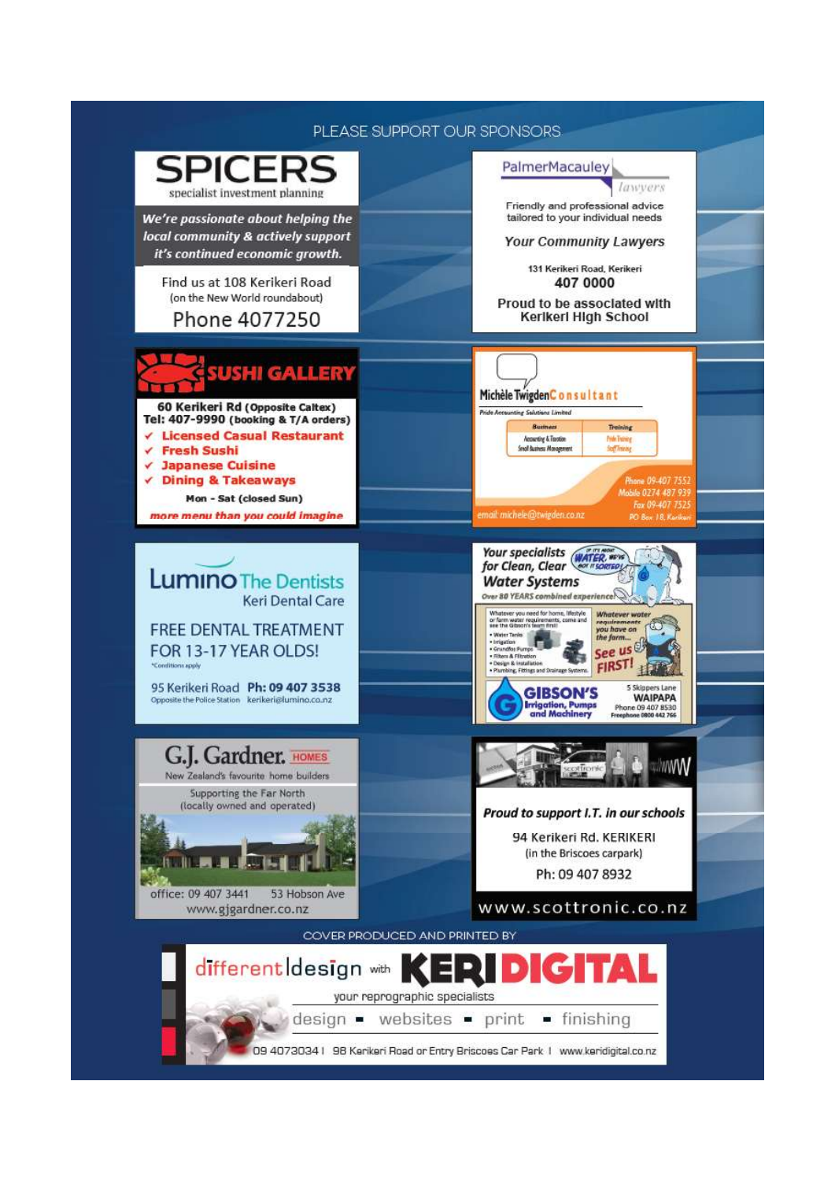PLEASE SUPPORT OUR SPONSORS

**SPICERS**
specialist investment planning

*We're passionate about helping the local community & actively support it's continued economic growth.*

Find us at 108 Kerikeri Road
(on the New World roundabout)
Phone 4077250

**PalmerMacauley** lawyers

Friendly and professional advice tailored to your individual needs

*Your Community Lawyers*

131 Kerikeri Road, Kerikeri
**407 0000**

**Proud to be associated with Kerikeri High School**

**SUSHI GALLERY**

**60 Kerikeri Rd (Opposite Caltex)**
**Tel: 407-9990 (booking & T/A orders)**

- ✓ Licensed Casual Restaurant
- ✓ Fresh Sushi
- ✓ Japanese Cuisine
- ✓ Dining & Takeaways

Mon - Sat (closed Sun)

*more menu than you could imagine*

**Michèle Twigden Consultant**
Pride Accounting Solutions Limited

| Business | Training |
|---|---|
| Accounting & Taxation | Pride Training |
| Small Business Management | Staff Training |

Phone 09-407 7552
Mobile 0274 487 939
Fax 09-407 7525
PO Box 18, Kerikeri
email: michele@twigden.co.nz

**Lumino The Dentists**
Keri Dental Care

FREE DENTAL TREATMENT FOR 13-17 YEAR OLDS!
*Conditions apply

95 Kerikeri Road Ph: 09 407 3538
Opposite the Police Station kerikeri@lumino.co.nz

*Your specialists for Clean, Clear Water Systems*
*Over 80 YEARS combined experience*

If it's about WATER, we've got it SORTED!

Whatever you need for home, lifestyle or farm water requirements, come and see the Gibson's team first!

- Water Tanks
- Irrigation
- Grundfos Pumps
- Filters & Filtration
- Design & Installation
- Plumbing, Fittings and Drainage Systems

*Whatever water requirements you have on the farm... See us FIRST!*

**GIBSON'S Irrigation, Pumps and Machinery**
5 Skippers Lane
WAIPAPA
Phone 09 407 8530
Freephone 0800 442 766

**G.J. Gardner. HOMES**
New Zealand's favourite home builders

Supporting the Far North
(locally owned and operated)

office: 09 407 3441 53 Hobson Ave
www.gjgardner.co.nz

*Proud to support I.T. in our schools*

94 Kerikeri Rd. KERIKERI
(in the Briscoes carpark)
Ph: 09 407 8932

www.scottronic.co.nz

COVER PRODUCED AND PRINTED BY

**different design** with **KERI DIGITAL**
your reprographic specialists

design ▪ websites ▪ print ▪ finishing

09 4073034 | 98 Kerikeri Road or Entry Briscoes Car Park | www.keridigital.co.nz